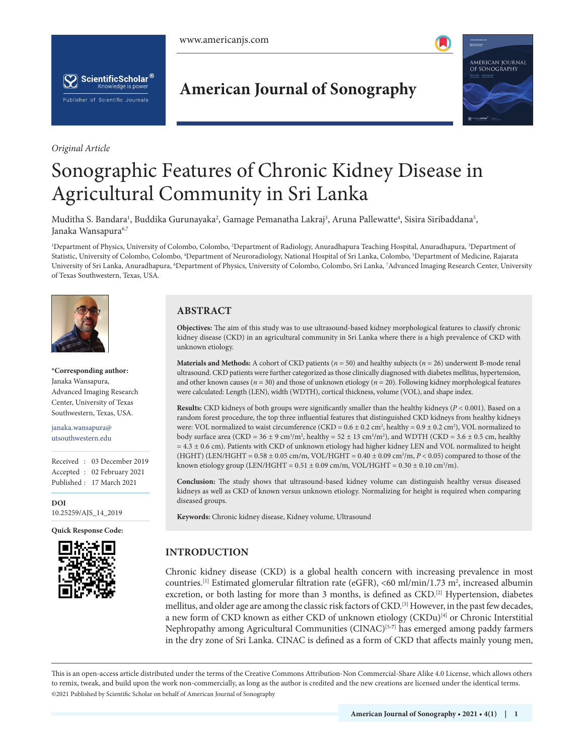*Original Article*

# Sonographic Features of Chronic Kidney Disease in Agricultural Community in Sri Lanka

Muditha S. Bandara[1], Buddika Gurunayaka[2], Gamage Pemanatha Lakraj[3], Aruna Pallewatte[4], Sisira Siribaddana[5], Janaka Wansapura[6,7]

[1]Department of Physics, University of Colombo, Colombo, [2]Department of Radiology, Anuradhapura Teaching Hospital, Anuradhapura, [3]Department of Statistic, University of Colombo, Colombo, [4]Department of Neuroradiology, National Hospital of Sri Lanka, Colombo, [5]Department of Medicine, Rajarata University of Sri Lanka, Anuradhapura, [6]Department of Physics, University of Colombo, Colombo, Sri Lanka, [7]Advanced Imaging Research Center, University of Texas Southwestern, Texas, USA.

**\*Corresponding author:**
Janaka Wansapura,
Advanced Imaging Research Center, University of Texas Southwestern, Texas, USA.

janaka.wansapura@utsouthwestern.edu

Received : 03 December 2019
Accepted : 02 February 2021
Published : 17 March 2021

**DOI**
10.25259/AJS_14_2019

**Quick Response Code:**

## ABSTRACT

**Objectives:** The aim of this study was to use ultrasound-based kidney morphological features to classify chronic kidney disease (CKD) in an agricultural community in Sri Lanka where there is a high prevalence of CKD with unknown etiology.

**Materials and Methods:** A cohort of CKD patients ($n = 50$) and healthy subjects ($n = 26$) underwent B-mode renal ultrasound. CKD patients were further categorized as those clinically diagnosed with diabetes mellitus, hypertension, and other known causes ($n = 30$) and those of unknown etiology ($n = 20$). Following kidney morphological features were calculated: Length (LEN), width (WDTH), cortical thickness, volume (VOL), and shape index.

**Results:** CKD kidneys of both groups were significantly smaller than the healthy kidneys ($P < 0.001$). Based on a random forest procedure, the top three influential features that distinguished CKD kidneys from healthy kidneys were: VOL normalized to waist circumference (CKD = $0.6 \pm 0.2$ cm$^2$, healthy = $0.9 \pm 0.2$ cm$^2$), VOL normalized to body surface area (CKD = $36 \pm 9$ cm$^3$/m$^2$, healthy = $52 \pm 13$ cm$^3$/m$^2$), and WDTH (CKD = $3.6 \pm 0.5$ cm, healthy = $4.3 \pm 0.6$ cm). Patients with CKD of unknown etiology had higher kidney LEN and VOL normalized to height (HGHT) (LEN/HGHT = $0.58 \pm 0.05$ cm/m, VOL/HGHT = $0.40 \pm 0.09$ cm$^3$/m, $P < 0.05$) compared to those of the known etiology group (LEN/HGHT = $0.51 \pm 0.09$ cm/m, VOL/HGHT = $0.30 \pm 0.10$ cm$^3$/m).

**Conclusion:** The study shows that ultrasound-based kidney volume can distinguish healthy versus diseased kidneys as well as CKD of known versus unknown etiology. Normalizing for height is required when comparing diseased groups.

**Keywords:** Chronic kidney disease, Kidney volume, Ultrasound

## INTRODUCTION

Chronic kidney disease (CKD) is a global health concern with increasing prevalence in most countries.[1] Estimated glomerular filtration rate (eGFR), <60 ml/min/1.73 m$^2$, increased albumin excretion, or both lasting for more than 3 months, is defined as CKD.[2] Hypertension, diabetes mellitus, and older age are among the classic risk factors of CKD.[3] However, in the past few decades, a new form of CKD known as either CKD of unknown etiology (CKDu)[4] or Chronic Interstitial Nephropathy among Agricultural Communities (CINAC)[5-7] has emerged among paddy farmers in the dry zone of Sri Lanka. CINAC is defined as a form of CKD that affects mainly young men,

This is an open-access article distributed under the terms of the Creative Commons Attribution-Non Commercial-Share Alike 4.0 License, which allows others to remix, tweak, and build upon the work non-commercially, as long as the author is credited and the new creations are licensed under the identical terms.
©2021 Published by Scientific Scholar on behalf of American Journal of Sonography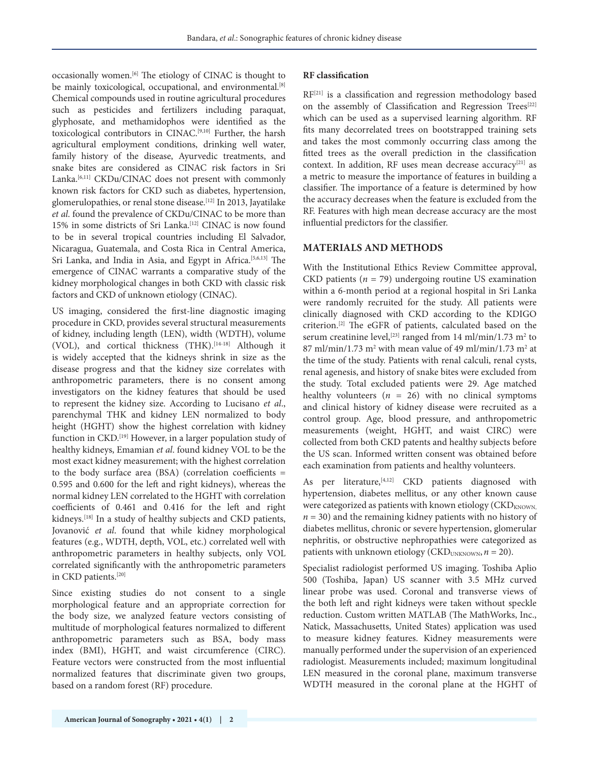occasionally women.[6] The etiology of CINAC is thought to be mainly toxicological, occupational, and environmental.[8] Chemical compounds used in routine agricultural procedures such as pesticides and fertilizers including paraquat, glyphosate, and methamidophos were identified as the toxicological contributors in CINAC.[9,10] Further, the harsh agricultural employment conditions, drinking well water, family history of the disease, Ayurvedic treatments, and snake bites are considered as CINAC risk factors in Sri Lanka.[6,11] CKDu/CINAC does not present with commonly known risk factors for CKD such as diabetes, hypertension, glomerulopathies, or renal stone disease.[12] In 2013, Jayatilake *et al*. found the prevalence of CKDu/CINAC to be more than 15% in some districts of Sri Lanka.[12] CINAC is now found to be in several tropical countries including El Salvador, Nicaragua, Guatemala, and Costa Rica in Central America, Sri Lanka, and India in Asia, and Egypt in Africa.[5,6,13] The emergence of CINAC warrants a comparative study of the kidney morphological changes in both CKD with classic risk factors and CKD of unknown etiology (CINAC).

US imaging, considered the first-line diagnostic imaging procedure in CKD, provides several structural measurements of kidney, including length (LEN), width (WDTH), volume (VOL), and cortical thickness (THK).[14-18] Although it is widely accepted that the kidneys shrink in size as the disease progress and that the kidney size correlates with anthropometric parameters, there is no consent among investigators on the kidney features that should be used to represent the kidney size. According to Lucisano *et al*., parenchymal THK and kidney LEN normalized to body height (HGHT) show the highest correlation with kidney function in CKD.[19] However, in a larger population study of healthy kidneys, Emamian *et al*. found kidney VOL to be the most exact kidney measurement; with the highest correlation to the body surface area (BSA) (correlation coefficients = 0.595 and 0.600 for the left and right kidneys), whereas the normal kidney LEN correlated to the HGHT with correlation coefficients of 0.461 and 0.416 for the left and right kidneys.[18] In a study of healthy subjects and CKD patients, Jovanović *et al*. found that while kidney morphological features (e.g., WDTH, depth, VOL, etc.) correlated well with anthropometric parameters in healthy subjects, only VOL correlated significantly with the anthropometric parameters in CKD patients.[20]

Since existing studies do not consent to a single morphological feature and an appropriate correction for the body size, we analyzed feature vectors consisting of multitude of morphological features normalized to different anthropometric parameters such as BSA, body mass index (BMI), HGHT, and waist circumference (CIRC). Feature vectors were constructed from the most influential normalized features that discriminate given two groups, based on a random forest (RF) procedure.

**RF classification**

RF[21] is a classification and regression methodology based on the assembly of Classification and Regression Trees[22] which can be used as a supervised learning algorithm. RF fits many decorrelated trees on bootstrapped training sets and takes the most commonly occurring class among the fitted trees as the overall prediction in the classification context. In addition, RF uses mean decrease accuracy[21] as a metric to measure the importance of features in building a classifier. The importance of a feature is determined by how the accuracy decreases when the feature is excluded from the RF. Features with high mean decrease accuracy are the most influential predictors for the classifier.

## MATERIALS AND METHODS

With the Institutional Ethics Review Committee approval, CKD patients ($n$ = 79) undergoing routine US examination within a 6-month period at a regional hospital in Sri Lanka were randomly recruited for the study. All patients were clinically diagnosed with CKD according to the KDIGO criterion.[2] The eGFR of patients, calculated based on the serum creatinine level,[23] ranged from 14 ml/min/1.73 m$^2$ to 87 ml/min/1.73 m$^2$ with mean value of 49 ml/min/1.73 m$^2$ at the time of the study. Patients with renal calculi, renal cysts, renal agenesis, and history of snake bites were excluded from the study. Total excluded patients were 29. Age matched healthy volunteers ($n$ = 26) with no clinical symptoms and clinical history of kidney disease were recruited as a control group. Age, blood pressure, and anthropometric measurements (weight, HGHT, and waist CIRC) were collected from both CKD patents and healthy subjects before the US scan. Informed written consent was obtained before each examination from patients and healthy volunteers.

As per literature,[4,12] CKD patients diagnosed with hypertension, diabetes mellitus, or any other known cause were categorized as patients with known etiology ($CKD_{KNOWN}$, $n$ = 30) and the remaining kidney patients with no history of diabetes mellitus, chronic or severe hypertension, glomerular nephritis, or obstructive nephropathies were categorized as patients with unknown etiology ($CKD_{UNKNOWN}$, $n$ = 20).

Specialist radiologist performed US imaging. Toshiba Aplio 500 (Toshiba, Japan) US scanner with 3.5 MHz curved linear probe was used. Coronal and transverse views of the both left and right kidneys were taken without speckle reduction. Custom written MATLAB (The MathWorks, Inc., Natick, Massachusetts, United States) application was used to measure kidney features. Kidney measurements were manually performed under the supervision of an experienced radiologist. Measurements included; maximum longitudinal LEN measured in the coronal plane, maximum transverse WDTH measured in the coronal plane at the HGHT of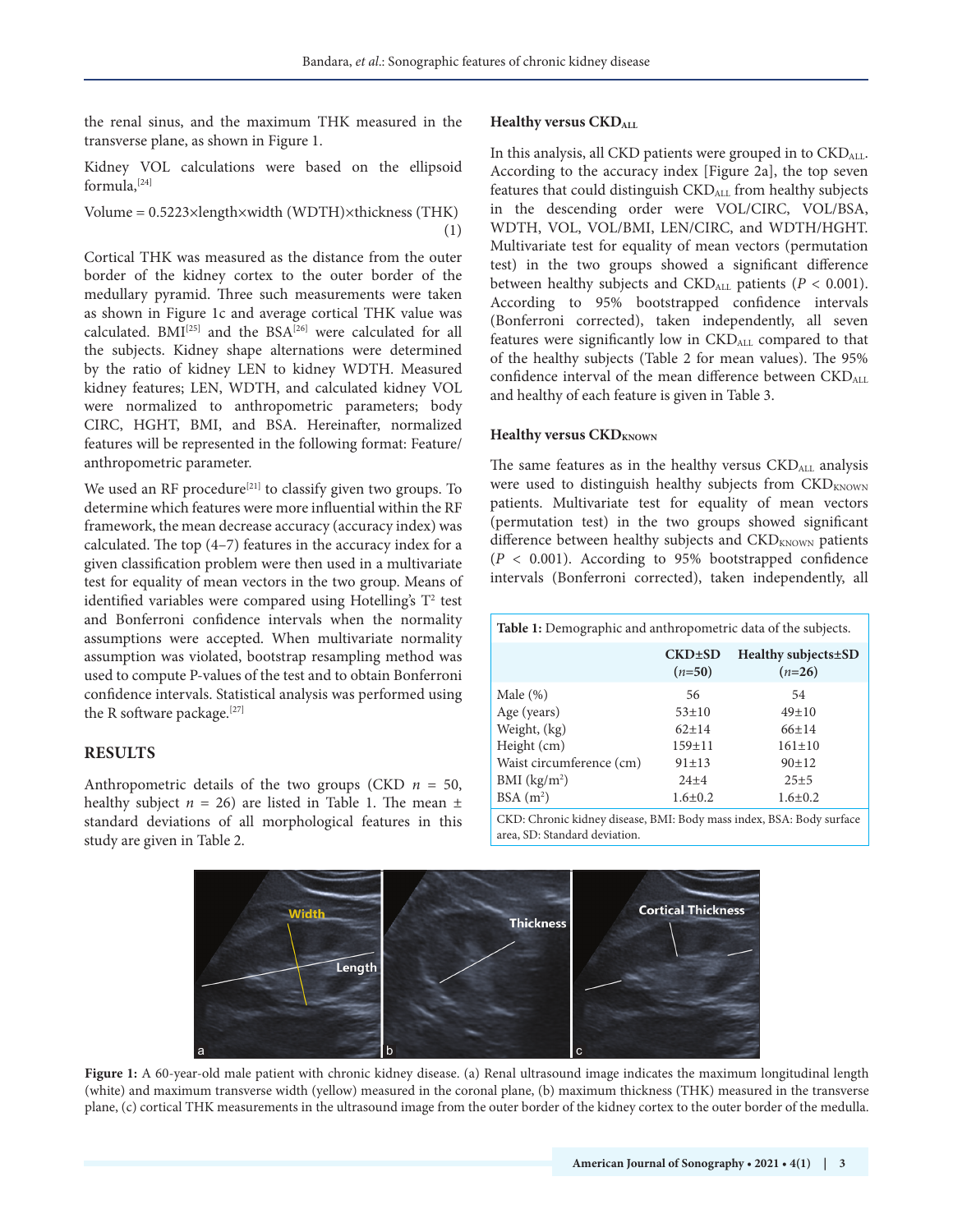the renal sinus, and the maximum THK measured in the transverse plane, as shown in Figure 1.

Kidney VOL calculations were based on the ellipsoid formula,[24]

$$\text{Volume} = 0.5223 \times \text{length} \times \text{width (WDTH)} \times \text{thickness (THK)} \quad (1)$$

Cortical THK was measured as the distance from the outer border of the kidney cortex to the outer border of the medullary pyramid. Three such measurements were taken as shown in Figure 1c and average cortical THK value was calculated. BMI[25] and the BSA[26] were calculated for all the subjects. Kidney shape alternations were determined by the ratio of kidney LEN to kidney WDTH. Measured kidney features; LEN, WDTH, and calculated kidney VOL were normalized to anthropometric parameters; body CIRC, HGHT, BMI, and BSA. Hereinafter, normalized features will be represented in the following format: Feature/anthropometric parameter.

We used an RF procedure[21] to classify given two groups. To determine which features were more influential within the RF framework, the mean decrease accuracy (accuracy index) was calculated. The top (4–7) features in the accuracy index for a given classification problem were then used in a multivariate test for equality of mean vectors in the two group. Means of identified variables were compared using Hotelling's $T^2$ test and Bonferroni confidence intervals when the normality assumptions were accepted. When multivariate normality assumption was violated, bootstrap resampling method was used to compute P-values of the test and to obtain Bonferroni confidence intervals. Statistical analysis was performed using the R software package.[27]

## RESULTS

Anthropometric details of the two groups (CKD $n = 50$, healthy subject $n = 26$) are listed in Table 1. The mean ± standard deviations of all morphological features in this study are given in Table 2.

### Healthy versus $CKD_{ALL}$

In this analysis, all CKD patients were grouped in to $CKD_{ALL}$. According to the accuracy index [Figure 2a], the top seven features that could distinguish $CKD_{ALL}$ from healthy subjects in the descending order were VOL/CIRC, VOL/BSA, WDTH, VOL, VOL/BMI, LEN/CIRC, and WDTH/HGHT. Multivariate test for equality of mean vectors (permutation test) in the two groups showed a significant difference between healthy subjects and $CKD_{ALL}$ patients ($P < 0.001$). According to 95% bootstrapped confidence intervals (Bonferroni corrected), taken independently, all seven features were significantly low in $CKD_{ALL}$ compared to that of the healthy subjects (Table 2 for mean values). The 95% confidence interval of the mean difference between $CKD_{ALL}$ and healthy of each feature is given in Table 3.

### Healthy versus $CKD_{KNOWN}$

The same features as in the healthy versus $CKD_{ALL}$ analysis were used to distinguish healthy subjects from $CKD_{KNOWN}$ patients. Multivariate test for equality of mean vectors (permutation test) in the two groups showed significant difference between healthy subjects and $CKD_{KNOWN}$ patients ($P < 0.001$). According to 95% bootstrapped confidence intervals (Bonferroni corrected), taken independently, all

**Table 1:** Demographic and anthropometric data of the subjects.

| | CKD±SD ($n$=50) | Healthy subjects±SD ($n$=26) |
|---|---|---|
| Male (%) | 56 | 54 |
| Age (years) | 53±10 | 49±10 |
| Weight, (kg) | 62±14 | 66±14 |
| Height (cm) | 159±11 | 161±10 |
| Waist circumference (cm) | 91±13 | 90±12 |
| BMI (kg/m²) | 24±4 | 25±5 |
| BSA (m²) | 1.6±0.2 | 1.6±0.2 |

CKD: Chronic kidney disease, BMI: Body mass index, BSA: Body surface area, SD: Standard deviation.

**Figure 1:** A 60-year-old male patient with chronic kidney disease. (a) Renal ultrasound image indicates the maximum longitudinal length (white) and maximum transverse width (yellow) measured in the coronal plane, (b) maximum thickness (THK) measured in the transverse plane, (c) cortical THK measurements in the ultrasound image from the outer border of the kidney cortex to the outer border of the medulla.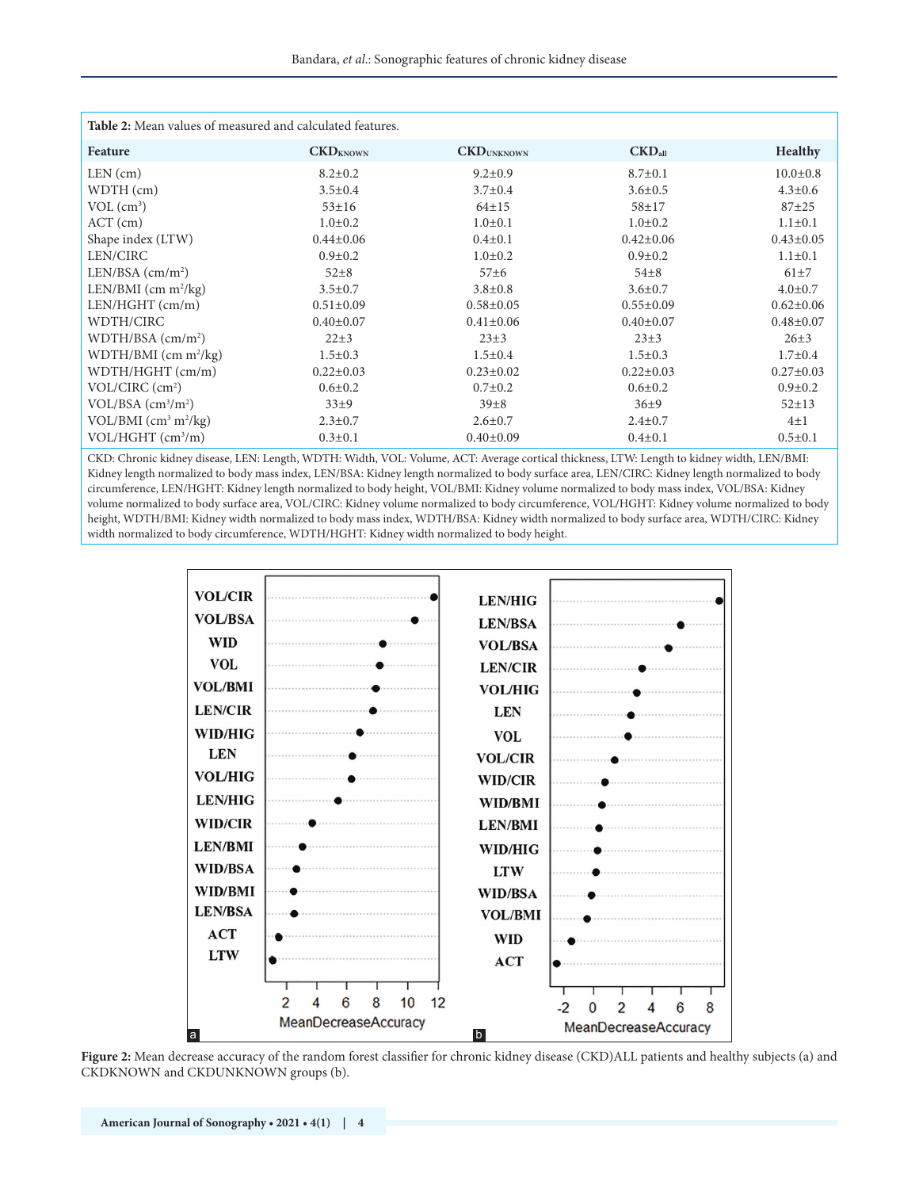**Table 2:** Mean values of measured and calculated features.

| Feature | $CKD_{KNOWN}$ | $CKD_{UNKNOWN}$ | $CKD_{all}$ | Healthy |
|---|---|---|---|---|
| LEN (cm) | 8.2±0.2 | 9.2±0.9 | 8.7±0.1 | 10.0±0.8 |
| WDTH (cm) | 3.5±0.4 | 3.7±0.4 | 3.6±0.5 | 4.3±0.6 |
| VOL ($cm^3$) | 53±16 | 64±15 | 58±17 | 87±25 |
| ACT (cm) | 1.0±0.2 | 1.0±0.1 | 1.0±0.2 | 1.1±0.1 |
| Shape index (LTW) | 0.44±0.06 | 0.4±0.1 | 0.42±0.06 | 0.43±0.05 |
| LEN/CIRC | 0.9±0.2 | 1.0±0.2 | 0.9±0.2 | 1.1±0.1 |
| LEN/BSA ($cm/m^2$) | 52±8 | 57±6 | 54±8 | 61±7 |
| LEN/BMI ($cm\ m^2/kg$) | 3.5±0.7 | 3.8±0.8 | 3.6±0.7 | 4.0±0.7 |
| LEN/HGHT (cm/m) | 0.51±0.09 | 0.58±0.05 | 0.55±0.09 | 0.62±0.06 |
| WDTH/CIRC | 0.40±0.07 | 0.41±0.06 | 0.40±0.07 | 0.48±0.07 |
| WDTH/BSA ($cm/m^2$) | 22±3 | 23±3 | 23±3 | 26±3 |
| WDTH/BMI ($cm\ m^2/kg$) | 1.5±0.3 | 1.5±0.4 | 1.5±0.3 | 1.7±0.4 |
| WDTH/HGHT (cm/m) | 0.22±0.03 | 0.23±0.02 | 0.22±0.03 | 0.27±0.03 |
| VOL/CIRC ($cm^2$) | 0.6±0.2 | 0.7±0.2 | 0.6±0.2 | 0.9±0.2 |
| VOL/BSA ($cm^3/m^2$) | 33±9 | 39±8 | 36±9 | 52±13 |
| VOL/BMI ($cm^3\ m^2/kg$) | 2.3±0.7 | 2.6±0.7 | 2.4±0.7 | 4±1 |
| VOL/HGHT ($cm^3/m$) | 0.3±0.1 | 0.40±0.09 | 0.4±0.1 | 0.5±0.1 |

CKD: Chronic kidney disease, LEN: Length, WDTH: Width, VOL: Volume, ACT: Average cortical thickness, LTW: Length to kidney width, LEN/BMI: Kidney length normalized to body mass index, LEN/BSA: Kidney length normalized to body surface area, LEN/CIRC: Kidney length normalized to body circumference, LEN/HGHT: Kidney length normalized to body height, VOL/BMI: Kidney volume normalized to body mass index, VOL/BSA: Kidney volume normalized to body surface area, VOL/CIRC: Kidney volume normalized to body circumference, VOL/HGHT: Kidney volume normalized to body height, WDTH/BMI: Kidney width normalized to body mass index, WDTH/BSA: Kidney width normalized to body surface area, WDTH/CIRC: Kidney width normalized to body circumference, WDTH/HGHT: Kidney width normalized to body height.

**Figure 2:** Mean decrease accuracy of the random forest classifier for chronic kidney disease (CKD)ALL patients and healthy subjects (a) and CKDKNOWN and CKDUNKNOWN groups (b).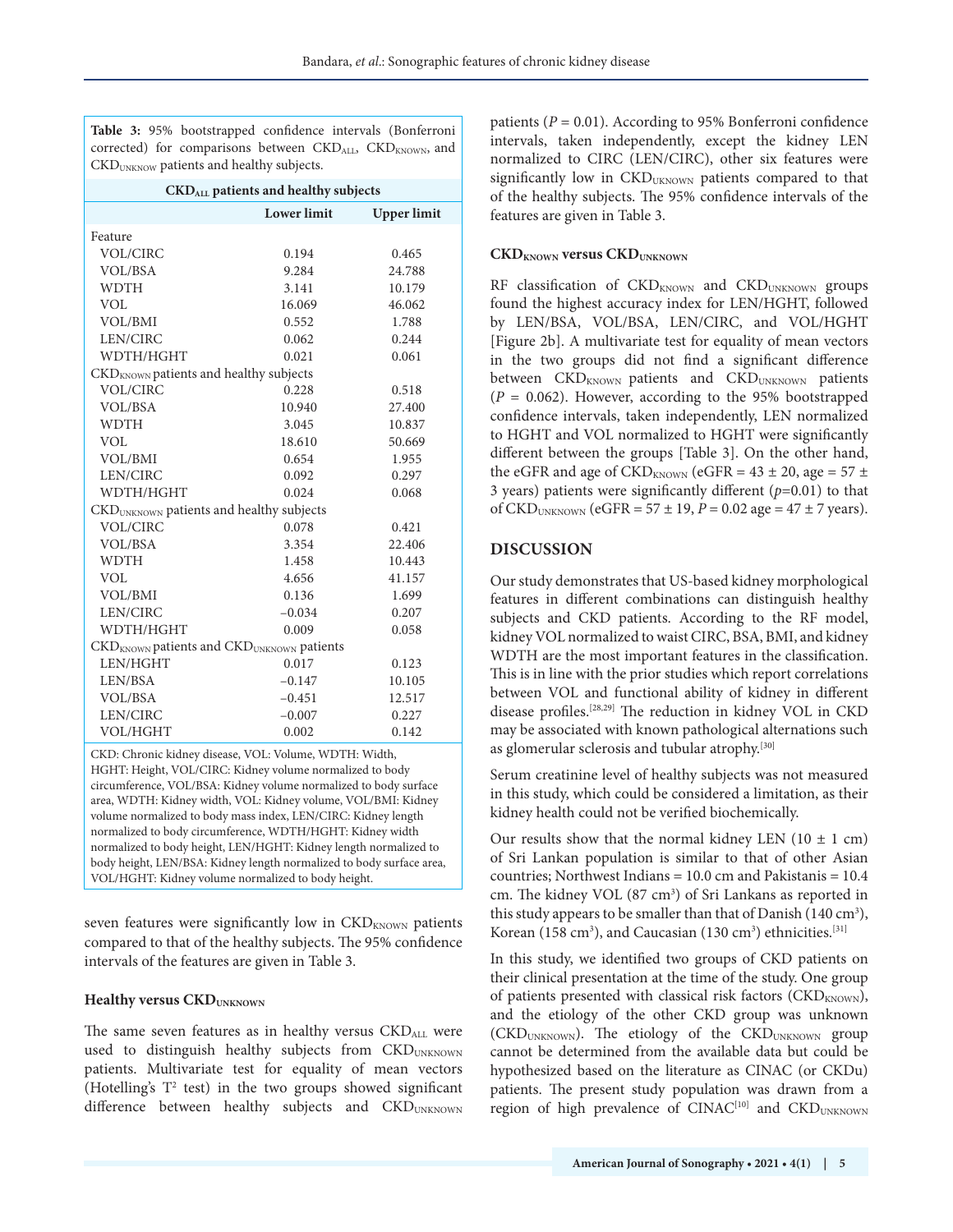**Table 3:** 95% bootstrapped confidence intervals (Bonferroni corrected) for comparisons between $CKD_{ALL}$, $CKD_{KNOWN}$, and $CKD_{UKNOW}$ patients and healthy subjects.

| | Lower limit | Upper limit |
|---|---|---|
| **$CKD_{ALL}$ patients and healthy subjects** | | |
| Feature | | |
| VOL/CIRC | 0.194 | 0.465 |
| VOL/BSA | 9.284 | 24.788 |
| WDTH | 3.141 | 10.179 |
| VOL | 16.069 | 46.062 |
| VOL/BMI | 0.552 | 1.788 |
| LEN/CIRC | 0.062 | 0.244 |
| WDTH/HGHT | 0.021 | 0.061 |
| $CKD_{KNOWN}$ patients and healthy subjects | | |
| VOL/CIRC | 0.228 | 0.518 |
| VOL/BSA | 10.940 | 27.400 |
| WDTH | 3.045 | 10.837 |
| VOL | 18.610 | 50.669 |
| VOL/BMI | 0.654 | 1.955 |
| LEN/CIRC | 0.092 | 0.297 |
| WDTH/HGHT | 0.024 | 0.068 |
| $CKD_{UNKNOWN}$ patients and healthy subjects | | |
| VOL/CIRC | 0.078 | 0.421 |
| VOL/BSA | 3.354 | 22.406 |
| WDTH | 1.458 | 10.443 |
| VOL | 4.656 | 41.157 |
| VOL/BMI | 0.136 | 1.699 |
| LEN/CIRC | −0.034 | 0.207 |
| WDTH/HGHT | 0.009 | 0.058 |
| $CKD_{KNOWN}$ patients and $CKD_{UNKNOWN}$ patients | | |
| LEN/HGHT | 0.017 | 0.123 |
| LEN/BSA | −0.147 | 10.105 |
| VOL/BSA | −0.451 | 12.517 |
| LEN/CIRC | −0.007 | 0.227 |
| VOL/HGHT | 0.002 | 0.142 |

CKD: Chronic kidney disease, VOL: Volume, WDTH: Width, HGHT: Height, VOL/CIRC: Kidney volume normalized to body circumference, VOL/BSA: Kidney volume normalized to body surface area, WDTH: Kidney width, VOL: Kidney volume, VOL/BMI: Kidney volume normalized to body mass index, LEN/CIRC: Kidney length normalized to body circumference, WDTH/HGHT: Kidney width normalized to body height, LEN/HGHT: Kidney length normalized to body height, LEN/BSA: Kidney length normalized to body surface area, VOL/HGHT: Kidney volume normalized to body height.

seven features were significantly low in $CKD_{KNOWN}$ patients compared to that of the healthy subjects. The 95% confidence intervals of the features are given in Table 3.

### Healthy versus $CKD_{UNKNOWN}$

The same seven features as in healthy versus $CKD_{ALL}$ were used to distinguish healthy subjects from $CKD_{UNKNOWN}$ patients. Multivariate test for equality of mean vectors (Hotelling's $T^2$ test) in the two groups showed significant difference between healthy subjects and $CKD_{UNKNOWN}$ patients ($P = 0.01$). According to 95% Bonferroni confidence intervals, taken independently, except the kidney LEN normalized to CIRC (LEN/CIRC), other six features were significantly low in $CKD_{UKNOWN}$ patients compared to that of the healthy subjects. The 95% confidence intervals of the features are given in Table 3.

### $CKD_{KNOWN}$ versus $CKD_{UNKNOWN}$

RF classification of $CKD_{KNOWN}$ and $CKD_{UNKNOWN}$ groups found the highest accuracy index for LEN/HGHT, followed by LEN/BSA, VOL/BSA, LEN/CIRC, and VOL/HGHT [Figure 2b]. A multivariate test for equality of mean vectors in the two groups did not find a significant difference between $CKD_{KNOWN}$ patients and $CKD_{UNKNOWN}$ patients ($P = 0.062$). However, according to the 95% bootstrapped confidence intervals, taken independently, LEN normalized to HGHT and VOL normalized to HGHT were significantly different between the groups [Table 3]. On the other hand, the eGFR and age of $CKD_{KNOWN}$ (eGFR = 43 ± 20, age = 57 ± 3 years) patients were significantly different ($p$=0.01) to that of $CKD_{UNKNOWN}$ (eGFR = 57 ± 19, $P = 0.02$ age = 47 ± 7 years).

## DISCUSSION

Our study demonstrates that US-based kidney morphological features in different combinations can distinguish healthy subjects and CKD patients. According to the RF model, kidney VOL normalized to waist CIRC, BSA, BMI, and kidney WDTH are the most important features in the classification. This is in line with the prior studies which report correlations between VOL and functional ability of kidney in different disease profiles.[28,29] The reduction in kidney VOL in CKD may be associated with known pathological alternations such as glomerular sclerosis and tubular atrophy.[30]

Serum creatinine level of healthy subjects was not measured in this study, which could be considered a limitation, as their kidney health could not be verified biochemically.

Our results show that the normal kidney LEN (10 ± 1 cm) of Sri Lankan population is similar to that of other Asian countries; Northwest Indians = 10.0 cm and Pakistanis = 10.4 cm. The kidney VOL (87 $cm^3$) of Sri Lankans as reported in this study appears to be smaller than that of Danish (140 $cm^3$), Korean (158 $cm^3$), and Caucasian (130 $cm^3$) ethnicities.[31]

In this study, we identified two groups of CKD patients on their clinical presentation at the time of the study. One group of patients presented with classical risk factors ($CKD_{KNOWN}$), and the etiology of the other CKD group was unknown ($CKD_{UNKNOWN}$). The etiology of the $CKD_{UNKNOWN}$ group cannot be determined from the available data but could be hypothesized based on the literature as CINAC (or CKDu) patients. The present study population was drawn from a region of high prevalence of CINAC[10] and $CKD_{UNKNOWN}$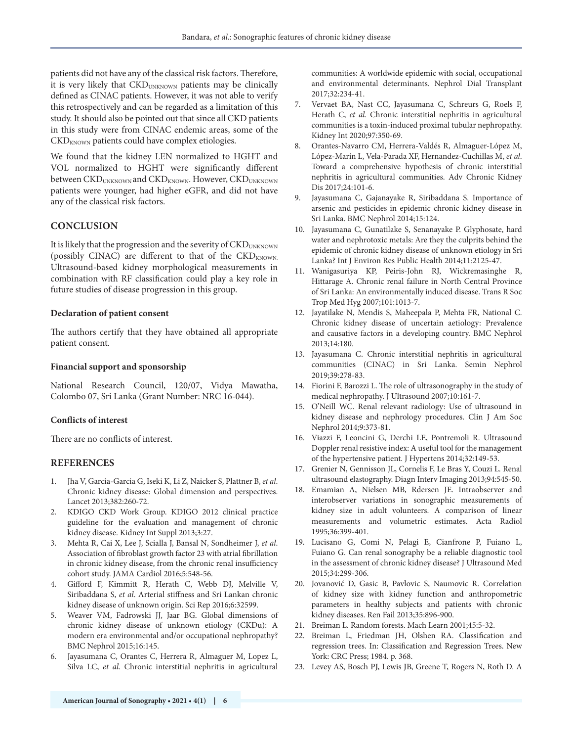patients did not have any of the classical risk factors. Therefore, it is very likely that $CKD_{UNKNOWN}$ patients may be clinically defined as CINAC patients. However, it was not able to verify this retrospectively and can be regarded as a limitation of this study. It should also be pointed out that since all CKD patients in this study were from CINAC endemic areas, some of the $CKD_{KNOWN}$ patients could have complex etiologies.

We found that the kidney LEN normalized to HGHT and VOL normalized to HGHT were significantly different between $CKD_{UNKNOWN}$ and $CKD_{KNOWN}$. However, $CKD_{UNKNOWN}$ patients were younger, had higher eGFR, and did not have any of the classical risk factors.

## CONCLUSION

It is likely that the progression and the severity of $CKD_{UNKNOWN}$ (possibly CINAC) are different to that of the $CKD_{KNOWN}$. Ultrasound-based kidney morphological measurements in combination with RF classification could play a key role in future studies of disease progression in this group.

### Declaration of patient consent

The authors certify that they have obtained all appropriate patient consent.

### Financial support and sponsorship

National Research Council, 120/07, Vidya Mawatha, Colombo 07, Sri Lanka (Grant Number: NRC 16-044).

### Conflicts of interest

There are no conflicts of interest.

## REFERENCES

1. Jha V, Garcia-Garcia G, Iseki K, Li Z, Naicker S, Plattner B, *et al*. Chronic kidney disease: Global dimension and perspectives. Lancet 2013;382:260-72.
2. KDIGO CKD Work Group. KDIGO 2012 clinical practice guideline for the evaluation and management of chronic kidney disease. Kidney Int Suppl 2013;3:27.
3. Mehta R, Cai X, Lee J, Scialla J, Bansal N, Sondheimer J, *et al*. Association of fibroblast growth factor 23 with atrial fibrillation in chronic kidney disease, from the chronic renal insufficiency cohort study. JAMA Cardiol 2016;5:548-56.
4. Gifford F, Kimmitt R, Herath C, Webb DJ, Melville V, Siribaddana S, *et al*. Arterial stiffness and Sri Lankan chronic kidney disease of unknown origin. Sci Rep 2016;6:32599.
5. Weaver VM, Fadrowski JJ, Jaar BG. Global dimensions of chronic kidney disease of unknown etiology (CKDu): A modern era environmental and/or occupational nephropathy? BMC Nephrol 2015;16:145.
6. Jayasumana C, Orantes C, Herrera R, Almaguer M, Lopez L, Silva LC, *et al*. Chronic interstitial nephritis in agricultural communities: A worldwide epidemic with social, occupational and environmental determinants. Nephrol Dial Transplant 2017;32:234-41.
7. Vervaet BA, Nast CC, Jayasumana C, Schreurs G, Roels F, Herath C, *et al*. Chronic interstitial nephritis in agricultural communities is a toxin-induced proximal tubular nephropathy. Kidney Int 2020;97:350-69.
8. Orantes-Navarro CM, Herrera-Valdés R, Almaguer-López M, López-Marín L, Vela-Parada XF, Hernandez-Cuchillas M, *et al*. Toward a comprehensive hypothesis of chronic interstitial nephritis in agricultural communities. Adv Chronic Kidney Dis 2017;24:101-6.
9. Jayasumana C, Gajanayake R, Siribaddana S. Importance of arsenic and pesticides in epidemic chronic kidney disease in Sri Lanka. BMC Nephrol 2014;15:124.
10. Jayasumana C, Gunatilake S, Senanayake P. Glyphosate, hard water and nephrotoxic metals: Are they the culprits behind the epidemic of chronic kidney disease of unknown etiology in Sri Lanka? Int J Environ Res Public Health 2014;11:2125-47.
11. Wanigasuriya KP, Peiris-John RJ, Wickremasinghe R, Hittarage A. Chronic renal failure in North Central Province of Sri Lanka: An environmentally induced disease. Trans R Soc Trop Med Hyg 2007;101:1013-7.
12. Jayatilake N, Mendis S, Maheepala P, Mehta FR, National C. Chronic kidney disease of uncertain aetiology: Prevalence and causative factors in a developing country. BMC Nephrol 2013;14:180.
13. Jayasumana C. Chronic interstitial nephritis in agricultural communities (CINAC) in Sri Lanka. Semin Nephrol 2019;39:278-83.
14. Fiorini F, Barozzi L. The role of ultrasonography in the study of medical nephropathy. J Ultrasound 2007;10:161-7.
15. O'Neill WC. Renal relevant radiology: Use of ultrasound in kidney disease and nephrology procedures. Clin J Am Soc Nephrol 2014;9:373-81.
16. Viazzi F, Leoncini G, Derchi LE, Pontremoli R. Ultrasound Doppler renal resistive index: A useful tool for the management of the hypertensive patient. J Hypertens 2014;32:149-53.
17. Grenier N, Gennisson JL, Cornelis F, Le Bras Y, Couzi L. Renal ultrasound elastography. Diagn Interv Imaging 2013;94:545-50.
18. Emamian A, Nielsen MB, Rdersen JE. Intraobserver and interobserver variations in sonographic measurements of kidney size in adult volunteers. A comparison of linear measurements and volumetric estimates. Acta Radiol 1995;36:399-401.
19. Lucisano G, Comi N, Pelagi E, Cianfrone P, Fuiano L, Fuiano G. Can renal sonography be a reliable diagnostic tool in the assessment of chronic kidney disease? J Ultrasound Med 2015;34:299-306.
20. Jovanović D, Gasic B, Pavlovic S, Naumovic R. Correlation of kidney size with kidney function and anthropometric parameters in healthy subjects and patients with chronic kidney diseases. Ren Fail 2013;35:896-900.
21. Breiman L. Random forests. Mach Learn 2001;45:5-32.
22. Breiman L, Friedman JH, Olshen RA. Classification and regression trees. In: Classification and Regression Trees. New York: CRC Press; 1984. p. 368.
23. Levey AS, Bosch PJ, Lewis JB, Greene T, Rogers N, Roth D. A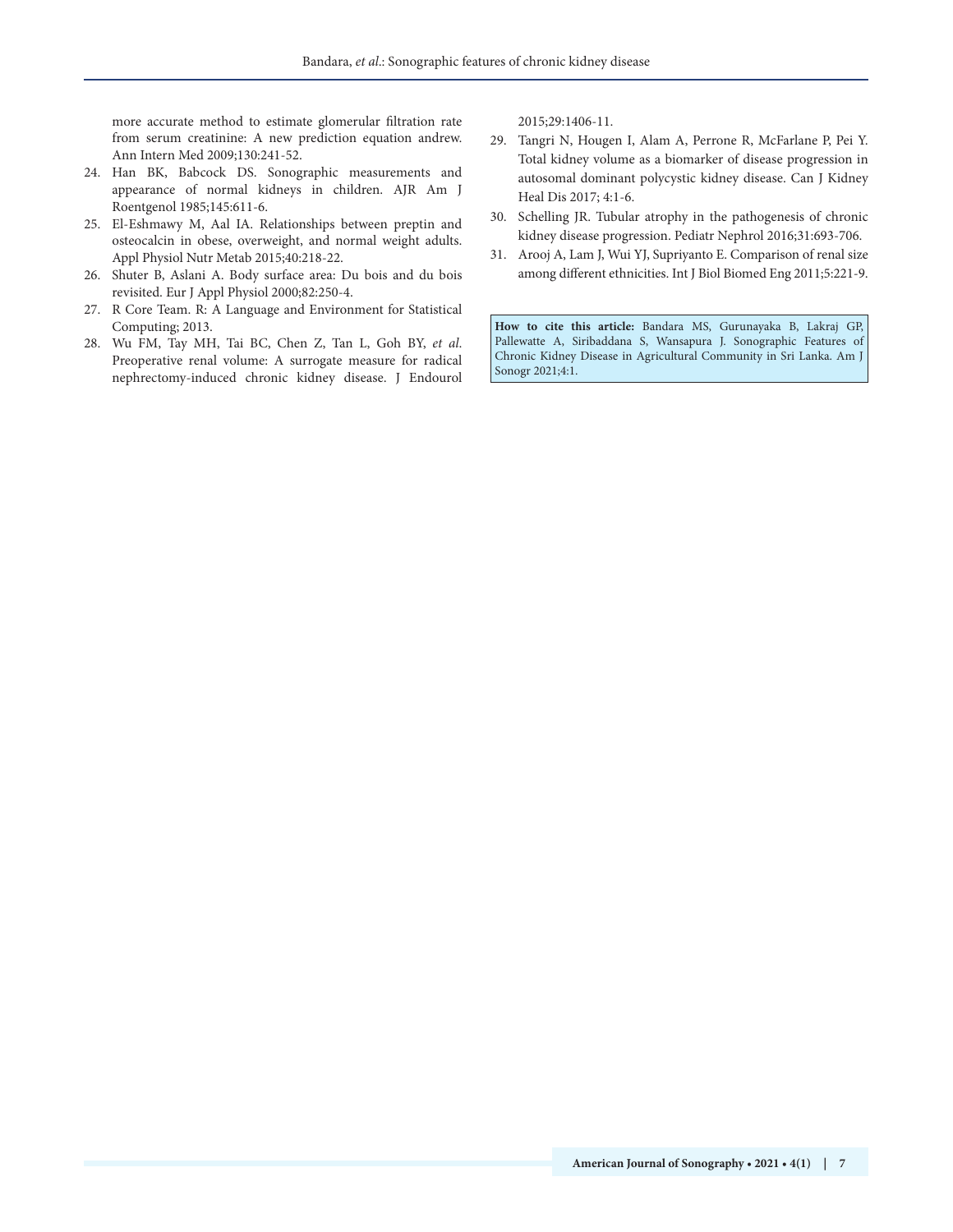more accurate method to estimate glomerular filtration rate from serum creatinine: A new prediction equation andrew. Ann Intern Med 2009;130:241-52.

24. Han BK, Babcock DS. Sonographic measurements and appearance of normal kidneys in children. AJR Am J Roentgenol 1985;145:611-6.
25. El-Eshmawy M, Aal IA. Relationships between preptin and osteocalcin in obese, overweight, and normal weight adults. Appl Physiol Nutr Metab 2015;40:218-22.
26. Shuter B, Aslani A. Body surface area: Du bois and du bois revisited. Eur J Appl Physiol 2000;82:250-4.
27. R Core Team. R: A Language and Environment for Statistical Computing; 2013.
28. Wu FM, Tay MH, Tai BC, Chen Z, Tan L, Goh BY, *et al*. Preoperative renal volume: A surrogate measure for radical nephrectomy-induced chronic kidney disease. J Endourol 2015;29:1406-11.
29. Tangri N, Hougen I, Alam A, Perrone R, McFarlane P, Pei Y. Total kidney volume as a biomarker of disease progression in autosomal dominant polycystic kidney disease. Can J Kidney Heal Dis 2017; 4:1-6.
30. Schelling JR. Tubular atrophy in the pathogenesis of chronic kidney disease progression. Pediatr Nephrol 2016;31:693-706.
31. Arooj A, Lam J, Wui YJ, Supriyanto E. Comparison of renal size among different ethnicities. Int J Biol Biomed Eng 2011;5:221-9.

**How to cite this article:** Bandara MS, Gurunayaka B, Lakraj GP, Pallewatte A, Siribaddana S, Wansapura J. Sonographic Features of Chronic Kidney Disease in Agricultural Community in Sri Lanka. Am J Sonogr 2021;4:1.